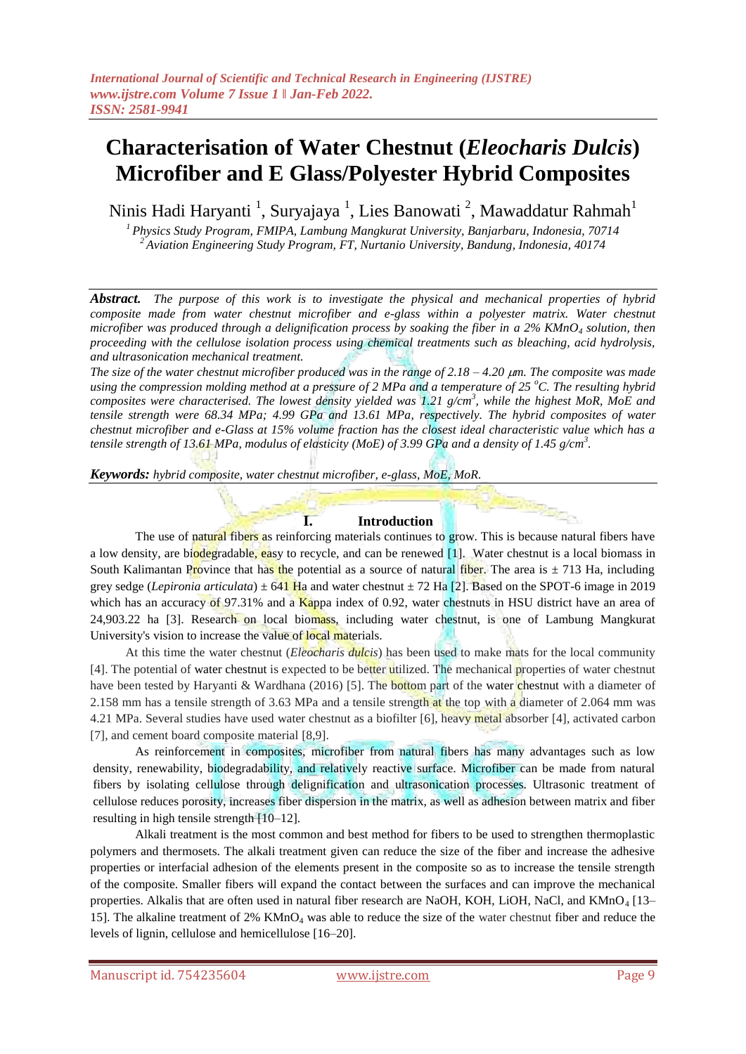# Characterisation of Water Chestnut (*Eleocharis Dulcis*) Microfiber and E Glass/Polyester Hybrid Composites

Ninis Hadi Haryanti [1], Suryajaya [1], Lies Banowati [2], Mawaddatur Rahmah[1]

[1] *Physics Study Program, FMIPA, Lambung Mangkurat University, Banjarbaru, Indonesia, 70714*
[2] *Aviation Engineering Study Program, FT, Nurtanio University, Bandung, Indonesia, 40174*

***Abstract.*** *The purpose of this work is to investigate the physical and mechanical properties of hybrid composite made from water chestnut microfiber and e-glass within a polyester matrix. Water chestnut microfiber was produced through a delignification process by soaking the fiber in a 2% $KMnO_4$ solution, then proceeding with the cellulose isolation process using chemical treatments such as bleaching, acid hydrolysis, and ultrasonication mechanical treatment.*

*The size of the water chestnut microfiber produced was in the range of 2.18 – 4.20 μm. The composite was made using the compression molding method at a pressure of 2 MPa and a temperature of 25 °C. The resulting hybrid composites were characterised. The lowest density yielded was 1.21 g/cm³, while the highest MoR, MoE and tensile strength were 68.34 MPa; 4.99 GPa and 13.61 MPa, respectively. The hybrid composites of water chestnut microfiber and e-Glass at 15% volume fraction has the closest ideal characteristic value which has a tensile strength of 13.61 MPa, modulus of elasticity (MoE) of 3.99 GPa and a density of 1.45 g/cm³.*

***Keywords:*** *hybrid composite, water chestnut microfiber, e-glass, MoE, MoR.*

## I. Introduction

The use of natural fibers as reinforcing materials continues to grow. This is because natural fibers have a low density, are biodegradable, easy to recycle, and can be renewed [1]. Water chestnut is a local biomass in South Kalimantan Province that has the potential as a source of natural fiber. The area is ± 713 Ha, including grey sedge (*Lepironia articulata*) ± 641 Ha and water chestnut ± 72 Ha [2]. Based on the SPOT-6 image in 2019 which has an accuracy of 97.31% and a Kappa index of 0.92, water chestnuts in HSU district have an area of 24,903.22 ha [3]. Research on local biomass, including water chestnut, is one of Lambung Mangkurat University's vision to increase the value of local materials.

At this time the water chestnut (*Eleocharis dulcis*) has been used to make mats for the local community [4]. The potential of water chestnut is expected to be better utilized. The mechanical properties of water chestnut have been tested by Haryanti & Wardhana (2016) [5]. The bottom part of the water chestnut with a diameter of 2.158 mm has a tensile strength of 3.63 MPa and a tensile strength at the top with a diameter of 2.064 mm was 4.21 MPa. Several studies have used water chestnut as a biofilter [6], heavy metal absorber [4], activated carbon [7], and cement board composite material [8,9].

As reinforcement in composites, microfiber from natural fibers has many advantages such as low density, renewability, biodegradability, and relatively reactive surface. Microfiber can be made from natural fibers by isolating cellulose through delignification and ultrasonication processes. Ultrasonic treatment of cellulose reduces porosity, increases fiber dispersion in the matrix, as well as adhesion between matrix and fiber resulting in high tensile strength [10–12].

Alkali treatment is the most common and best method for fibers to be used to strengthen thermoplastic polymers and thermosets. The alkali treatment given can reduce the size of the fiber and increase the adhesive properties or interfacial adhesion of the elements present in the composite so as to increase the tensile strength of the composite. Smaller fibers will expand the contact between the surfaces and can improve the mechanical properties. Alkalis that are often used in natural fiber research are NaOH, KOH, LiOH, NaCl, and $KMnO_4$ [13–15]. The alkaline treatment of 2% $KMnO_4$ was able to reduce the size of the water chestnut fiber and reduce the levels of lignin, cellulose and hemicellulose [16–20].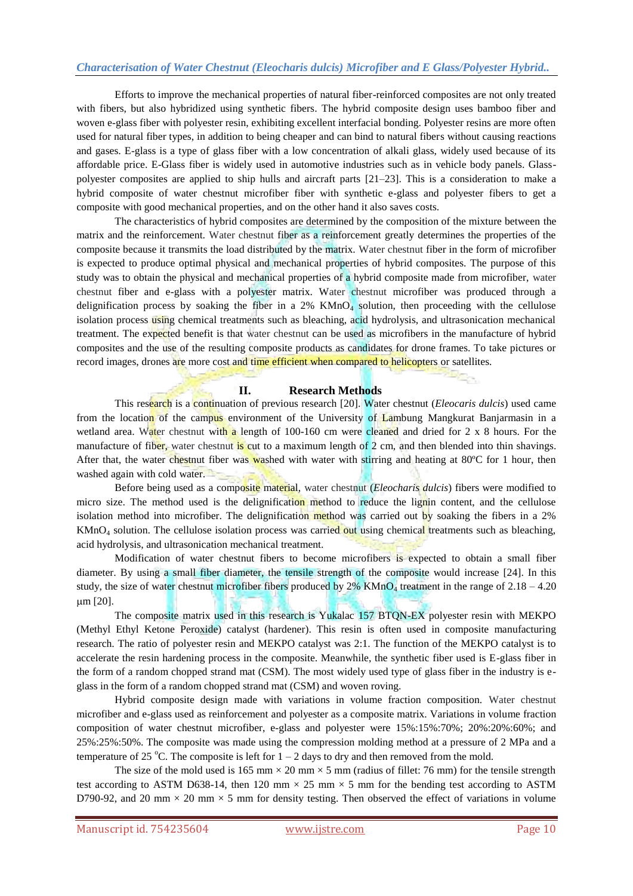Efforts to improve the mechanical properties of natural fiber-reinforced composites are not only treated with fibers, but also hybridized using synthetic fibers. The hybrid composite design uses bamboo fiber and woven e-glass fiber with polyester resin, exhibiting excellent interfacial bonding. Polyester resins are more often used for natural fiber types, in addition to being cheaper and can bind to natural fibers without causing reactions and gases. E-glass is a type of glass fiber with a low concentration of alkali glass, widely used because of its affordable price. E-Glass fiber is widely used in automotive industries such as in vehicle body panels. Glass-polyester composites are applied to ship hulls and aircraft parts [21–23]. This is a consideration to make a hybrid composite of water chestnut microfiber fiber with synthetic e-glass and polyester fibers to get a composite with good mechanical properties, and on the other hand it also saves costs.

The characteristics of hybrid composites are determined by the composition of the mixture between the matrix and the reinforcement. Water chestnut fiber as a reinforcement greatly determines the properties of the composite because it transmits the load distributed by the matrix. Water chestnut fiber in the form of microfiber is expected to produce optimal physical and mechanical properties of hybrid composites. The purpose of this study was to obtain the physical and mechanical properties of a hybrid composite made from microfiber, water chestnut fiber and e-glass with a polyester matrix. Water chestnut microfiber was produced through a delignification process by soaking the fiber in a 2% $KMnO_4$ solution, then proceeding with the cellulose isolation process using chemical treatments such as bleaching, acid hydrolysis, and ultrasonication mechanical treatment. The expected benefit is that water chestnut can be used as microfibers in the manufacture of hybrid composites and the use of the resulting composite products as candidates for drone frames. To take pictures or record images, drones are more cost and time efficient when compared to helicopters or satellites.

## II. Research Methods

This research is a continuation of previous research [20]. Water chestnut (*Eleocaris dulcis*) used came from the location of the campus environment of the University of Lambung Mangkurat Banjarmasin in a wetland area. Water chestnut with a length of 100-160 cm were cleaned and dried for 2 x 8 hours. For the manufacture of fiber, water chestnut is cut to a maximum length of 2 cm, and then blended into thin shavings. After that, the water chestnut fiber was washed with water with stirring and heating at 80ºC for 1 hour, then washed again with cold water.

Before being used as a composite material, water chestnut (*Eleocharis dulcis*) fibers were modified to micro size. The method used is the delignification method to reduce the lignin content, and the cellulose isolation method into microfiber. The delignification method was carried out by soaking the fibers in a 2% $KMnO_4$ solution. The cellulose isolation process was carried out using chemical treatments such as bleaching, acid hydrolysis, and ultrasonication mechanical treatment.

Modification of water chestnut fibers to become microfibers is expected to obtain a small fiber diameter. By using a small fiber diameter, the tensile strength of the composite would increase [24]. In this study, the size of water chestnut microfiber fibers produced by 2% $KMnO_4$ treatment in the range of 2.18 – 4.20 μm [20].

The composite matrix used in this research is Yukalac 157 BTQN-EX polyester resin with MEKPO (Methyl Ethyl Ketone Peroxide) catalyst (hardener). This resin is often used in composite manufacturing research. The ratio of polyester resin and MEKPO catalyst was 2:1. The function of the MEKPO catalyst is to accelerate the resin hardening process in the composite. Meanwhile, the synthetic fiber used is E-glass fiber in the form of a random chopped strand mat (CSM). The most widely used type of glass fiber in the industry is e-glass in the form of a random chopped strand mat (CSM) and woven roving.

Hybrid composite design made with variations in volume fraction composition. Water chestnut microfiber and e-glass used as reinforcement and polyester as a composite matrix. Variations in volume fraction composition of water chestnut microfiber, e-glass and polyester were 15%:15%:70%; 20%:20%:60%; and 25%:25%:50%. The composite was made using the compression molding method at a pressure of 2 MPa and a temperature of 25 °C. The composite is left for 1 – 2 days to dry and then removed from the mold.

The size of the mold used is 165 mm × 20 mm × 5 mm (radius of fillet: 76 mm) for the tensile strength test according to ASTM D638-14, then 120 mm × 25 mm × 5 mm for the bending test according to ASTM D790-92, and 20 mm × 20 mm × 5 mm for density testing. Then observed the effect of variations in volume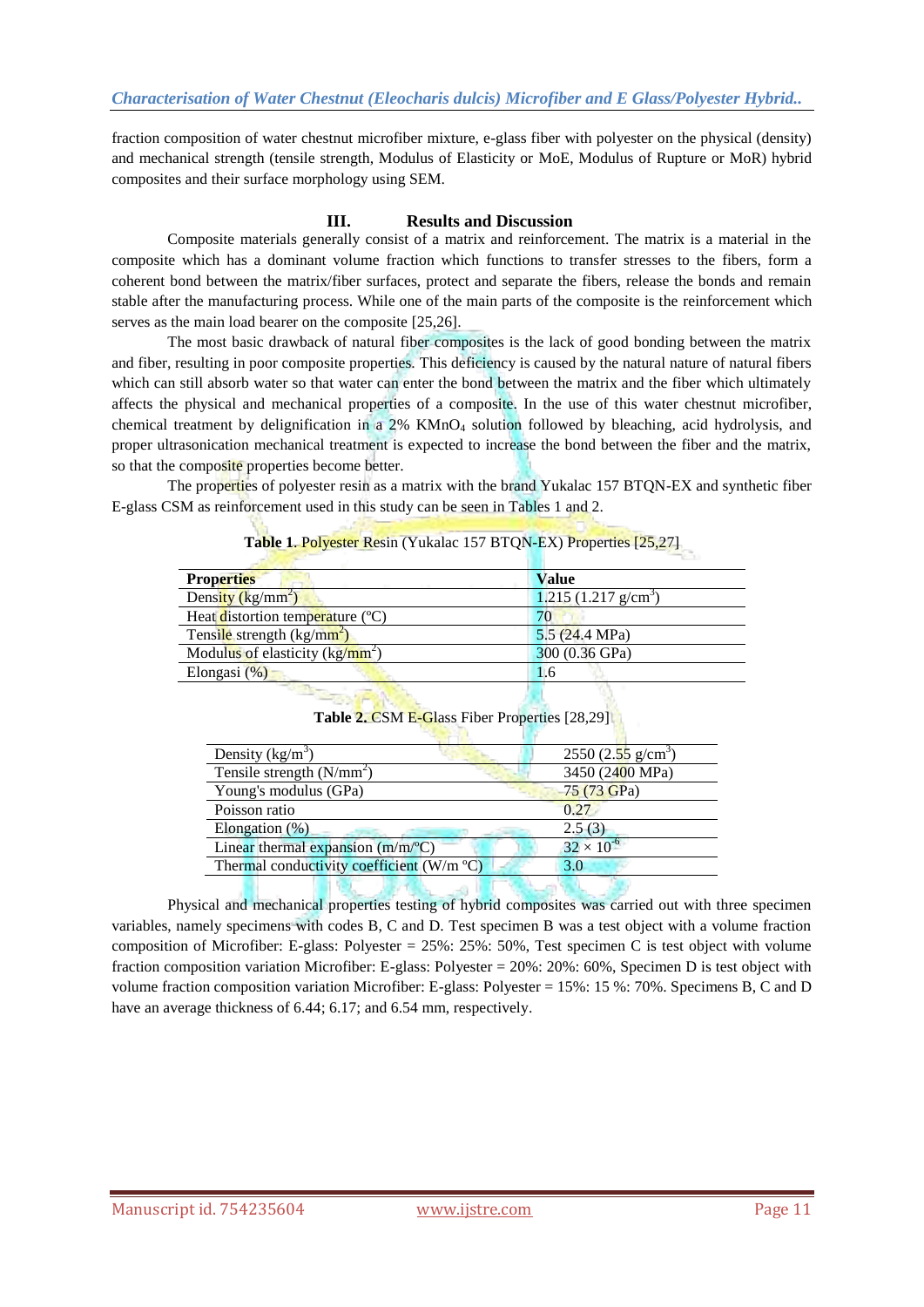fraction composition of water chestnut microfiber mixture, e-glass fiber with polyester on the physical (density) and mechanical strength (tensile strength, Modulus of Elasticity or MoE, Modulus of Rupture or MoR) hybrid composites and their surface morphology using SEM.

## III. Results and Discussion

Composite materials generally consist of a matrix and reinforcement. The matrix is a material in the composite which has a dominant volume fraction which functions to transfer stresses to the fibers, form a coherent bond between the matrix/fiber surfaces, protect and separate the fibers, release the bonds and remain stable after the manufacturing process. While one of the main parts of the composite is the reinforcement which serves as the main load bearer on the composite [25,26].

The most basic drawback of natural fiber composites is the lack of good bonding between the matrix and fiber, resulting in poor composite properties. This deficiency is caused by the natural nature of natural fibers which can still absorb water so that water can enter the bond between the matrix and the fiber which ultimately affects the physical and mechanical properties of a composite. In the use of this water chestnut microfiber, chemical treatment by delignification in a 2% $KMnO_4$ solution followed by bleaching, acid hydrolysis, and proper ultrasonication mechanical treatment is expected to increase the bond between the fiber and the matrix, so that the composite properties become better.

The properties of polyester resin as a matrix with the brand Yukalac 157 BTQN-EX and synthetic fiber E-glass CSM as reinforcement used in this study can be seen in Tables 1 and 2.

**Table 1.** Polyester Resin (Yukalac 157 BTQN-EX) Properties [25,27]

| Properties | Value |
|---|---|
| Density ($kg/mm^2$) | 1.215 (1.217 $g/cm^3$) |
| Heat distortion temperature (ºC) | 70 |
| Tensile strength ($kg/mm^2$) | 5.5 (24.4 MPa) |
| Modulus of elasticity ($kg/mm^2$) | 300 (0.36 GPa) |
| Elongasi (%) | 1.6 |

**Table 2.** CSM E-Glass Fiber Properties [28,29]

| | |
|---|---|
| Density ($kg/m^3$) | 2550 (2.55 $g/cm^3$) |
| Tensile strength ($N/mm^2$) | 3450 (2400 MPa) |
| Young's modulus (GPa) | 75 (73 GPa) |
| Poisson ratio | 0.27 |
| Elongation (%) | 2.5 (3) |
| Linear thermal expansion (m/m/ºC) | $32 \times 10^{-6}$ |
| Thermal conductivity coefficient (W/m ºC) | 3.0 |

Physical and mechanical properties testing of hybrid composites was carried out with three specimen variables, namely specimens with codes B, C and D. Test specimen B was a test object with a volume fraction composition of Microfiber: E-glass: Polyester = 25%: 25%: 50%, Test specimen C is test object with volume fraction composition variation Microfiber: E-glass: Polyester = 20%: 20%: 60%, Specimen D is test object with volume fraction composition variation Microfiber: E-glass: Polyester = 15%: 15 %: 70%. Specimens B, C and D have an average thickness of 6.44; 6.17; and 6.54 mm, respectively.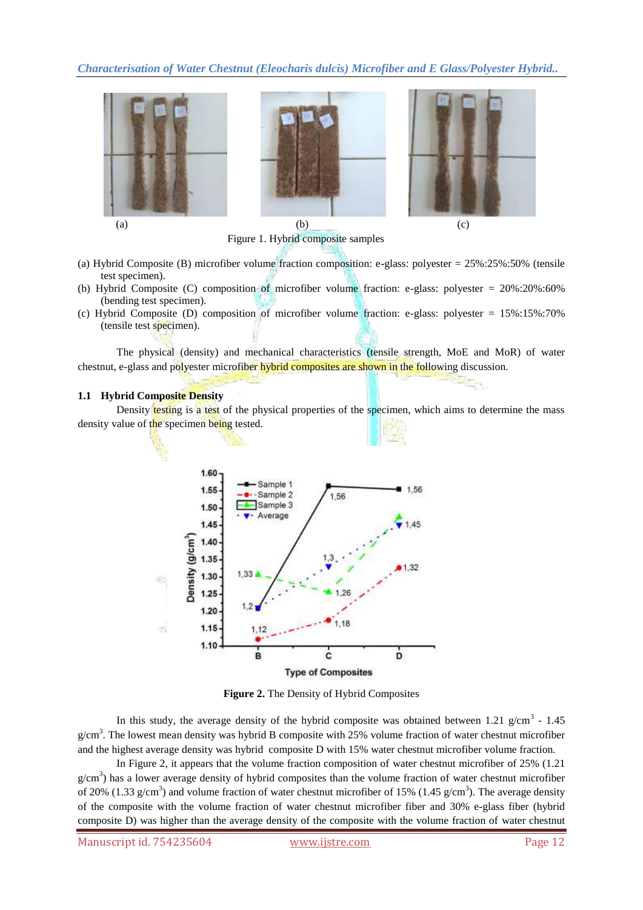(a) (b) (c)

Figure 1. Hybrid composite samples

(a) Hybrid Composite (B) microfiber volume fraction composition: e-glass: polyester = 25%:25%:50% (tensile test specimen).
(b) Hybrid Composite (C) composition of microfiber volume fraction: e-glass: polyester = 20%:20%:60% (bending test specimen).
(c) Hybrid Composite (D) composition of microfiber volume fraction: e-glass: polyester = 15%:15%:70% (tensile test specimen).

The physical (density) and mechanical characteristics (tensile strength, MoE and MoR) of water chestnut, e-glass and polyester microfiber hybrid composites are shown in the following discussion.

### 1.1 Hybrid Composite Density

Density testing is a test of the physical properties of the specimen, which aims to determine the mass density value of the specimen being tested.

**Figure 2.** The Density of Hybrid Composites

In this study, the average density of the hybrid composite was obtained between 1.21 g/cm$^3$ - 1.45 g/cm$^3$. The lowest mean density was hybrid B composite with 25% volume fraction of water chestnut microfiber and the highest average density was hybrid composite D with 15% water chestnut microfiber volume fraction.

In Figure 2, it appears that the volume fraction composition of water chestnut microfiber of 25% (1.21 g/cm$^3$) has a lower average density of hybrid composites than the volume fraction of water chestnut microfiber of 20% (1.33 g/cm$^3$) and volume fraction of water chestnut microfiber of 15% (1.45 g/cm$^3$). The average density of the composite with the volume fraction of water chestnut microfiber fiber and 30% e-glass fiber (hybrid composite D) was higher than the average density of the composite with the volume fraction of water chestnut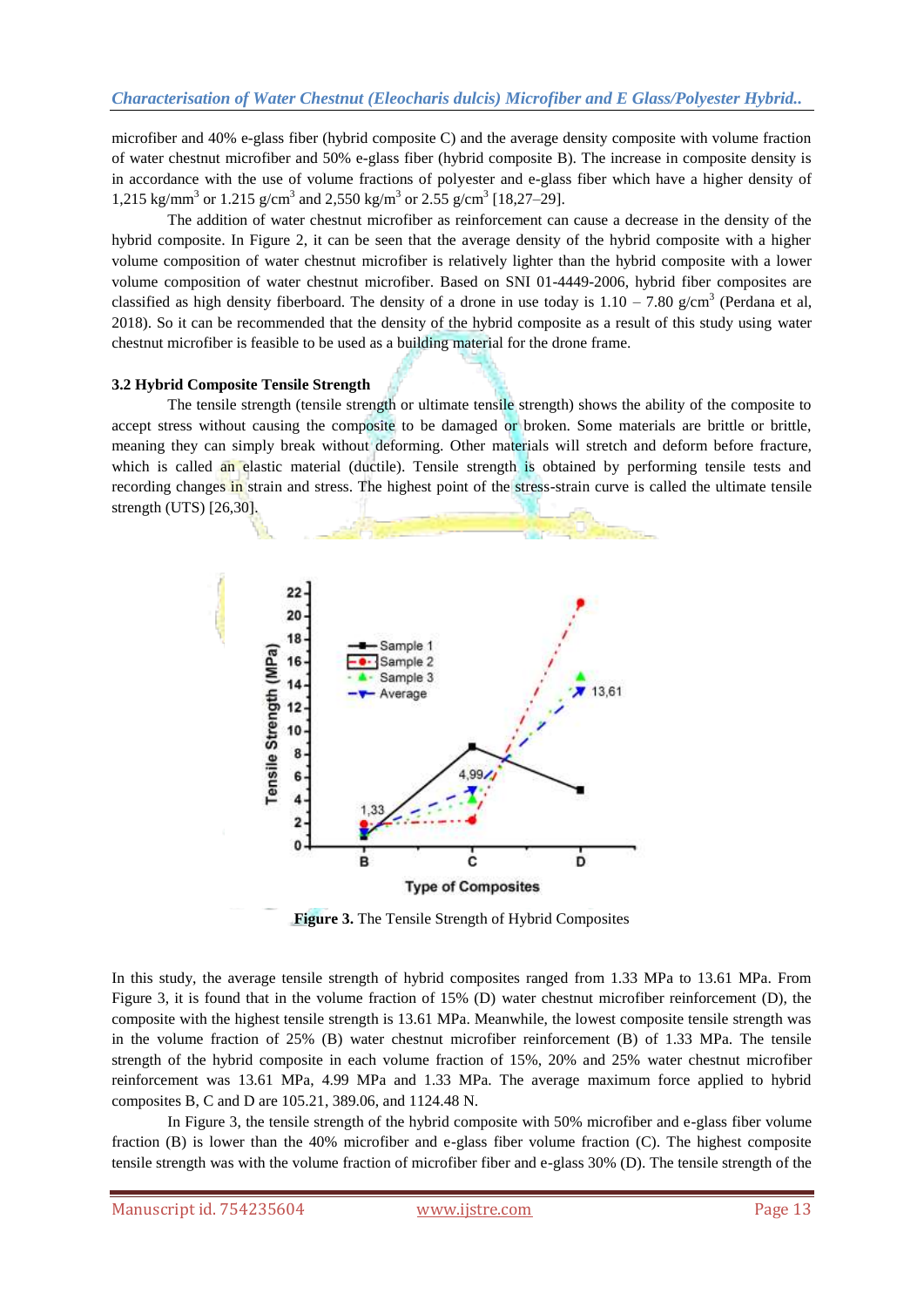microfiber and 40% e-glass fiber (hybrid composite C) and the average density composite with volume fraction of water chestnut microfiber and 50% e-glass fiber (hybrid composite B). The increase in composite density is in accordance with the use of volume fractions of polyester and e-glass fiber which have a higher density of 1,215 kg/mm$^3$ or 1.215 g/cm$^3$ and 2,550 kg/m$^3$ or 2.55 g/cm$^3$ [18,27–29].

The addition of water chestnut microfiber as reinforcement can cause a decrease in the density of the hybrid composite. In Figure 2, it can be seen that the average density of the hybrid composite with a higher volume composition of water chestnut microfiber is relatively lighter than the hybrid composite with a lower volume composition of water chestnut microfiber. Based on SNI 01-4449-2006, hybrid fiber composites are classified as high density fiberboard. The density of a drone in use today is 1.10 – 7.80 g/cm$^3$ (Perdana et al, 2018). So it can be recommended that the density of the hybrid composite as a result of this study using water chestnut microfiber is feasible to be used as a building material for the drone frame.

### 3.2 Hybrid Composite Tensile Strength

The tensile strength (tensile strength or ultimate tensile strength) shows the ability of the composite to accept stress without causing the composite to be damaged or broken. Some materials are brittle or brittle, meaning they can simply break without deforming. Other materials will stretch and deform before fracture, which is called an elastic material (ductile). Tensile strength is obtained by performing tensile tests and recording changes in strain and stress. The highest point of the stress-strain curve is called the ultimate tensile strength (UTS) [26,30].

**Figure 3.** The Tensile Strength of Hybrid Composites

In this study, the average tensile strength of hybrid composites ranged from 1.33 MPa to 13.61 MPa. From Figure 3, it is found that in the volume fraction of 15% (D) water chestnut microfiber reinforcement (D), the composite with the highest tensile strength is 13.61 MPa. Meanwhile, the lowest composite tensile strength was in the volume fraction of 25% (B) water chestnut microfiber reinforcement (B) of 1.33 MPa. The tensile strength of the hybrid composite in each volume fraction of 15%, 20% and 25% water chestnut microfiber reinforcement was 13.61 MPa, 4.99 MPa and 1.33 MPa. The average maximum force applied to hybrid composites B, C and D are 105.21, 389.06, and 1124.48 N.

In Figure 3, the tensile strength of the hybrid composite with 50% microfiber and e-glass fiber volume fraction (B) is lower than the 40% microfiber and e-glass fiber volume fraction (C). The highest composite tensile strength was with the volume fraction of microfiber fiber and e-glass 30% (D). The tensile strength of the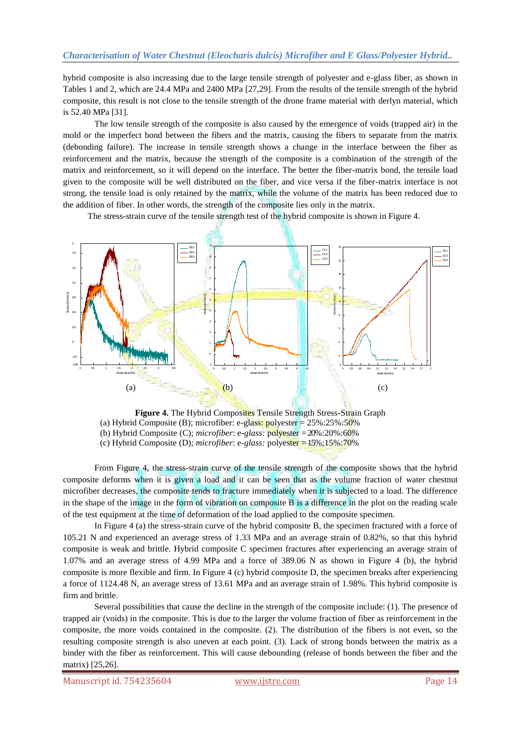hybrid composite is also increasing due to the large tensile strength of polyester and e-glass fiber, as shown in Tables 1 and 2, which are 24.4 MPa and 2400 MPa [27,29]. From the results of the tensile strength of the hybrid composite, this result is not close to the tensile strength of the drone frame material with derlyn material, which is 52.40 MPa [31].

The low tensile strength of the composite is also caused by the emergence of voids (trapped air) in the mold or the imperfect bond between the fibers and the matrix, causing the fibers to separate from the matrix (debonding failure). The increase in tensile strength shows a change in the interface between the fiber as reinforcement and the matrix, because the strength of the composite is a combination of the strength of the matrix and reinforcement, so it will depend on the interface. The better the fiber-matrix bond, the tensile load given to the composite will be well distributed on the fiber, and vice versa if the fiber-matrix interface is not strong, the tensile load is only retained by the matrix, while the volume of the matrix has been reduced due to the addition of fiber. In other words, the strength of the composite lies only in the matrix.

The stress-strain curve of the tensile strength test of the hybrid composite is shown in Figure 4.

(a) (b) (c)

**Figure 4.** The Hybrid Composites Tensile Strength Stress-Strain Graph
(a) Hybrid Composite (B); microfiber: e-glass: polyester = 25%:25%:50%
(b) Hybrid Composite (C); *microfiber*: e-*glass:* polyester = 20%:20%:60%
(c) Hybrid Composite (D); *microfiber*: e-*glass:* polyester = 15%:15%:70%

From Figure 4, the stress-strain curve of the tensile strength of the composite shows that the hybrid composite deforms when it is given a load and it can be seen that as the volume fraction of water chestnut microfiber decreases, the composite tends to fracture immediately when it is subjected to a load. The difference in the shape of the image in the form of vibration on composite B is a difference in the plot on the reading scale of the test equipment at the time of deformation of the load applied to the composite specimen.

In Figure 4 (a) the stress-strain curve of the hybrid composite B, the specimen fractured with a force of 105.21 N and experienced an average stress of 1.33 MPa and an average strain of 0.82%, so that this hybrid composite is weak and brittle. Hybrid composite C specimen fractures after experiencing an average strain of 1.07% and an average stress of 4.99 MPa and a force of 389.06 N as shown in Figure 4 (b), the hybrid composite is more flexible and firm. In Figure 4 (c) hybrid composite D, the specimen breaks after experiencing a force of 1124.48 N, an average stress of 13.61 MPa and an average strain of 1.98%. This hybrid composite is firm and brittle.

Several possibilities that cause the decline in the strength of the composite include: (1). The presence of trapped air (voids) in the composite. This is due to the larger the volume fraction of fiber as reinforcement in the composite, the more voids contained in the composite. (2). The distribution of the fibers is not even, so the resulting composite strength is also uneven at each point. (3). Lack of strong bonds between the matrix as a binder with the fiber as reinforcement. This will cause debounding (release of bonds between the fiber and the matrix) [25,26].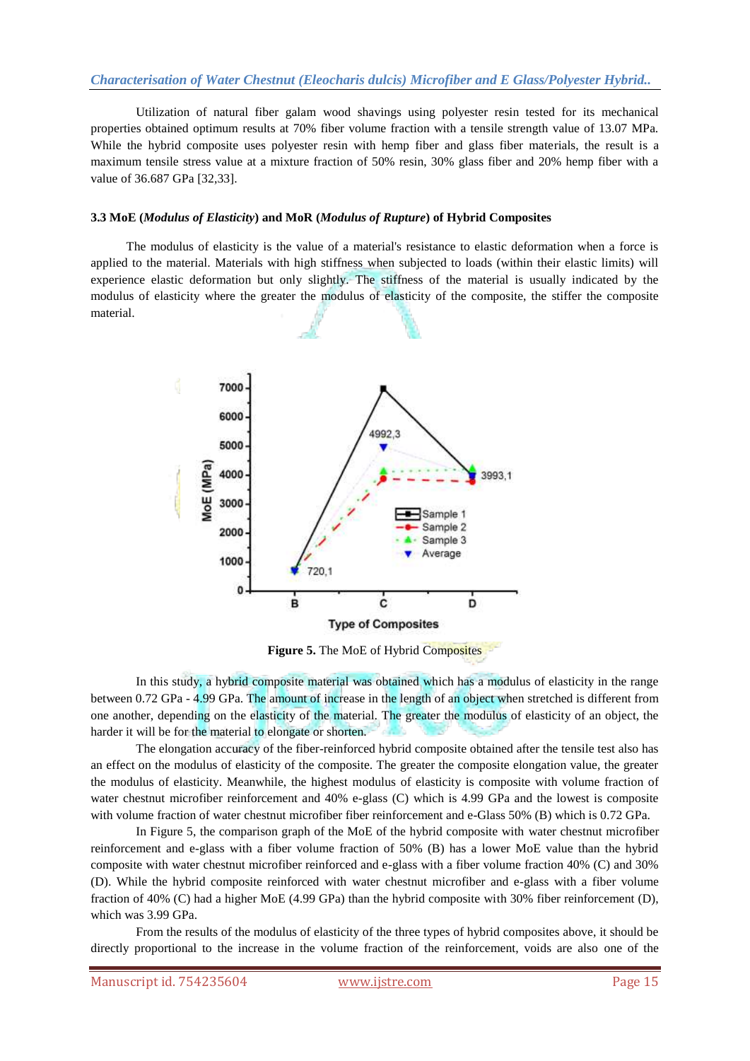Utilization of natural fiber galam wood shavings using polyester resin tested for its mechanical properties obtained optimum results at 70% fiber volume fraction with a tensile strength value of 13.07 MPa. While the hybrid composite uses polyester resin with hemp fiber and glass fiber materials, the result is a maximum tensile stress value at a mixture fraction of 50% resin, 30% glass fiber and 20% hemp fiber with a value of 36.687 GPa [32,33].

### 3.3 MoE (*Modulus of Elasticity*) and MoR (*Modulus of Rupture*) of Hybrid Composites

The modulus of elasticity is the value of a material's resistance to elastic deformation when a force is applied to the material. Materials with high stiffness when subjected to loads (within their elastic limits) will experience elastic deformation but only slightly. The stiffness of the material is usually indicated by the modulus of elasticity where the greater the modulus of elasticity of the composite, the stiffer the composite material.

**Figure 5.** The MoE of Hybrid Composites

In this study, a hybrid composite material was obtained which has a modulus of elasticity in the range between 0.72 GPa - 4.99 GPa. The amount of increase in the length of an object when stretched is different from one another, depending on the elasticity of the material. The greater the modulus of elasticity of an object, the harder it will be for the material to elongate or shorten.

The elongation accuracy of the fiber-reinforced hybrid composite obtained after the tensile test also has an effect on the modulus of elasticity of the composite. The greater the composite elongation value, the greater the modulus of elasticity. Meanwhile, the highest modulus of elasticity is composite with volume fraction of water chestnut microfiber reinforcement and 40% e-glass (C) which is 4.99 GPa and the lowest is composite with volume fraction of water chestnut microfiber fiber reinforcement and e-Glass 50% (B) which is 0.72 GPa.

In Figure 5, the comparison graph of the MoE of the hybrid composite with water chestnut microfiber reinforcement and e-glass with a fiber volume fraction of 50% (B) has a lower MoE value than the hybrid composite with water chestnut microfiber reinforced and e-glass with a fiber volume fraction 40% (C) and 30% (D). While the hybrid composite reinforced with water chestnut microfiber and e-glass with a fiber volume fraction of 40% (C) had a higher MoE (4.99 GPa) than the hybrid composite with 30% fiber reinforcement (D), which was 3.99 GPa.

From the results of the modulus of elasticity of the three types of hybrid composites above, it should be directly proportional to the increase in the volume fraction of the reinforcement, voids are also one of the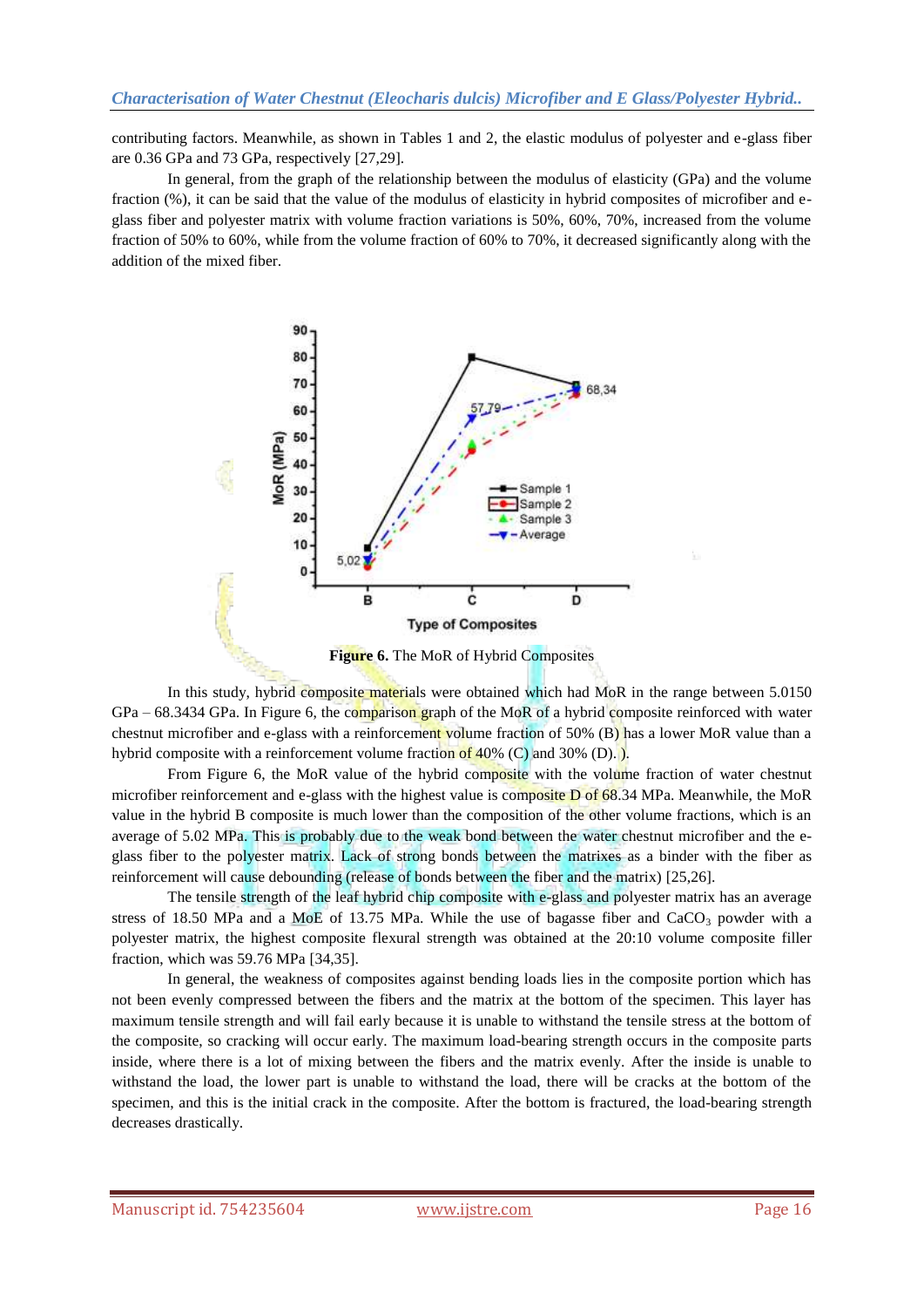contributing factors. Meanwhile, as shown in Tables 1 and 2, the elastic modulus of polyester and e-glass fiber are 0.36 GPa and 73 GPa, respectively [27,29].

In general, from the graph of the relationship between the modulus of elasticity (GPa) and the volume fraction (%), it can be said that the value of the modulus of elasticity in hybrid composites of microfiber and e-glass fiber and polyester matrix with volume fraction variations is 50%, 60%, 70%, increased from the volume fraction of 50% to 60%, while from the volume fraction of 60% to 70%, it decreased significantly along with the addition of the mixed fiber.

**Figure 6.** The MoR of Hybrid Composites

In this study, hybrid composite materials were obtained which had MoR in the range between 5.0150 GPa – 68.3434 GPa. In Figure 6, the comparison graph of the MoR of a hybrid composite reinforced with water chestnut microfiber and e-glass with a reinforcement volume fraction of 50% (B) has a lower MoR value than a hybrid composite with a reinforcement volume fraction of 40% (C) and 30% (D). ).

From Figure 6, the MoR value of the hybrid composite with the volume fraction of water chestnut microfiber reinforcement and e-glass with the highest value is composite D of 68.34 MPa. Meanwhile, the MoR value in the hybrid B composite is much lower than the composition of the other volume fractions, which is an average of 5.02 MPa. This is probably due to the weak bond between the water chestnut microfiber and the e-glass fiber to the polyester matrix. Lack of strong bonds between the matrixes as a binder with the fiber as reinforcement will cause debounding (release of bonds between the fiber and the matrix) [25,26].

The tensile strength of the leaf hybrid chip composite with e-glass and polyester matrix has an average stress of 18.50 MPa and a MoE of 13.75 MPa. While the use of bagasse fiber and $CaCO_3$ powder with a polyester matrix, the highest composite flexural strength was obtained at the 20:10 volume composite filler fraction, which was 59.76 MPa [34,35].

In general, the weakness of composites against bending loads lies in the composite portion which has not been evenly compressed between the fibers and the matrix at the bottom of the specimen. This layer has maximum tensile strength and will fail early because it is unable to withstand the tensile stress at the bottom of the composite, so cracking will occur early. The maximum load-bearing strength occurs in the composite parts inside, where there is a lot of mixing between the fibers and the matrix evenly. After the inside is unable to withstand the load, the lower part is unable to withstand the load, there will be cracks at the bottom of the specimen, and this is the initial crack in the composite. After the bottom is fractured, the load-bearing strength decreases drastically.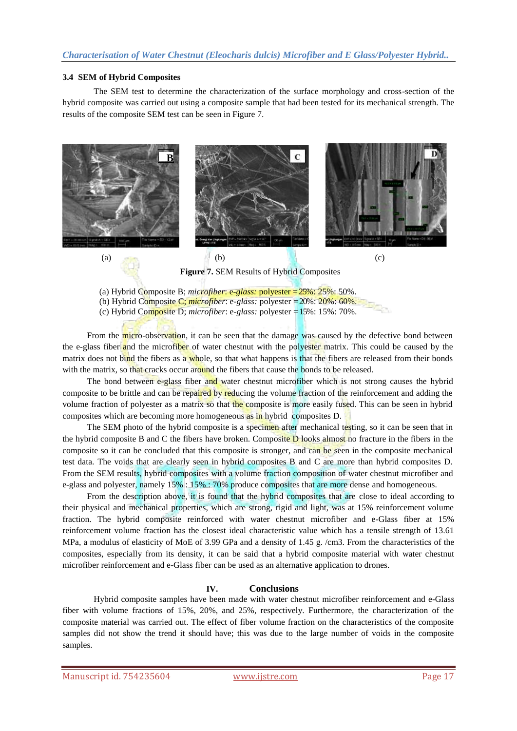### 3.4 SEM of Hybrid Composites

The SEM test to determine the characterization of the surface morphology and cross-section of the hybrid composite was carried out using a composite sample that had been tested for its mechanical strength. The results of the composite SEM test can be seen in Figure 7.

(a) (b) (c)

**Figure 7.** SEM Results of Hybrid Composites

(a) Hybrid Composite B; *microfiber*: *e-glass:* polyester = 25%: 25%: 50%.
(b) Hybrid Composite C; *microfiber*: *e-glass:* polyester = 20%: 20%: 60%.
(c) Hybrid Composite D; *microfiber*: *e-glass:* polyester = 15%: 15%: 70%.

From the micro-observation, it can be seen that the damage was caused by the defective bond between the e-glass fiber and the microfiber of water chestnut with the polyester matrix. This could be caused by the matrix does not bind the fibers as a whole, so that what happens is that the fibers are released from their bonds with the matrix, so that cracks occur around the fibers that cause the bonds to be released.

The bond between e-glass fiber and water chestnut microfiber which is not strong causes the hybrid composite to be brittle and can be repaired by reducing the volume fraction of the reinforcement and adding the volume fraction of polyester as a matrix so that the composite is more easily fused. This can be seen in hybrid composites which are becoming more homogeneous as in hybrid composites D.

The SEM photo of the hybrid composite is a specimen after mechanical testing, so it can be seen that in the hybrid composite B and C the fibers have broken. Composite D looks almost no fracture in the fibers in the composite so it can be concluded that this composite is stronger, and can be seen in the composite mechanical test data. The voids that are clearly seen in hybrid composites B and C are more than hybrid composites D. From the SEM results, hybrid composites with a volume fraction composition of water chestnut microfiber and e-glass and polyester, namely 15% : 15% : 70% produce composites that are more dense and homogeneous.

From the description above, it is found that the hybrid composites that are close to ideal according to their physical and mechanical properties, which are strong, rigid and light, was at 15% reinforcement volume fraction. The hybrid composite reinforced with water chestnut microfiber and e-Glass fiber at 15% reinforcement volume fraction has the closest ideal characteristic value which has a tensile strength of 13.61 MPa, a modulus of elasticity of MoE of 3.99 GPa and a density of 1.45 g. /cm3. From the characteristics of the composites, especially from its density, it can be said that a hybrid composite material with water chestnut microfiber reinforcement and e-Glass fiber can be used as an alternative application to drones.

## IV. Conclusions

Hybrid composite samples have been made with water chestnut microfiber reinforcement and e-Glass fiber with volume fractions of 15%, 20%, and 25%, respectively. Furthermore, the characterization of the composite material was carried out. The effect of fiber volume fraction on the characteristics of the composite samples did not show the trend it should have; this was due to the large number of voids in the composite samples.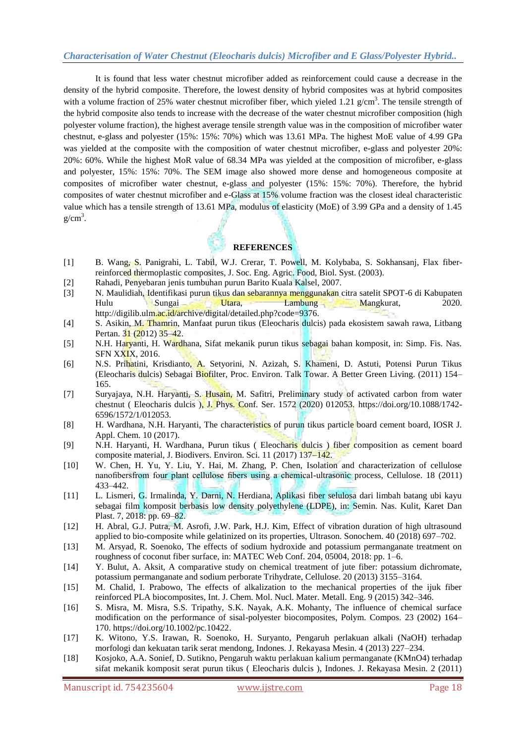It is found that less water chestnut microfiber added as reinforcement could cause a decrease in the density of the hybrid composite. Therefore, the lowest density of hybrid composites was at hybrid composites with a volume fraction of 25% water chestnut microfiber fiber, which yielded 1.21 g/cm$^3$. The tensile strength of the hybrid composite also tends to increase with the decrease of the water chestnut microfiber composition (high polyester volume fraction), the highest average tensile strength value was in the composition of microfiber water chestnut, e-glass and polyester (15%: 15%: 70%) which was 13.61 MPa. The highest MoE value of 4.99 GPa was yielded at the composite with the composition of water chestnut microfiber, e-glass and polyester 20%: 20%: 60%. While the highest MoR value of 68.34 MPa was yielded at the composition of microfiber, e-glass and polyester, 15%: 15%: 70%. The SEM image also showed more dense and homogeneous composite at composites of microfiber water chestnut, e-glass and polyester (15%: 15%: 70%). Therefore, the hybrid composites of water chestnut microfiber and e-Glass at 15% volume fraction was the closest ideal characteristic value which has a tensile strength of 13.61 MPa, modulus of elasticity (MoE) of 3.99 GPa and a density of 1.45 g/cm$^3$.

## REFERENCES

[1] B. Wang, S. Panigrahi, L. Tabil, W.J. Crerar, T. Powell, M. Kolybaba, S. Sokhansanj, Flax fiber-reinforced thermoplastic composites, J. Soc. Eng. Agric. Food, Biol. Syst. (2003).

[2] Rahadi, Penyebaran jenis tumbuhan purun Barito Kuala Kalsel, 2007.

[3] N. Maulidiah, Identifikasi purun tikus dan sebarannya menggunakan citra satelit SPOT-6 di Kabupaten Hulu Sungai Utara, Lambung Mangkurat, 2020. http://digilib.ulm.ac.id/archive/digital/detailed.php?code=9376.

[4] S. Asikin, M. Thamrin, Manfaat purun tikus (Eleocharis dulcis) pada ekosistem sawah rawa, Litbang Pertan. 31 (2012) 35–42.

[5] N.H. Haryanti, H. Wardhana, Sifat mekanik purun tikus sebagai bahan komposit, in: Simp. Fis. Nas. SFN XXIX, 2016.

[6] N.S. Prihatini, Krisdianto, A. Setyorini, N. Azizah, S. Khameni, D. Astuti, Potensi Purun Tikus (Eleocharis dulcis) Sebagai Biofilter, Proc. Environ. Talk Towar. A Better Green Living. (2011) 154–165.

[7] Suryajaya, N.H. Haryanti, S. Husain, M. Safitri, Preliminary study of activated carbon from water chestnut ( Eleocharis dulcis ), J. Phys. Conf. Ser. 1572 (2020) 012053. https://doi.org/10.1088/1742-6596/1572/1/012053.

[8] H. Wardhana, N.H. Haryanti, The characteristics of purun tikus particle board cement board, IOSR J. Appl. Chem. 10 (2017).

[9] N.H. Haryanti, H. Wardhana, Purun tikus ( Eleocharis dulcis ) fiber composition as cement board composite material, J. Biodivers. Environ. Sci. 11 (2017) 137–142.

[10] W. Chen, H. Yu, Y. Liu, Y. Hai, M. Zhang, P. Chen, Isolation and characterization of cellulose nanofibersfrom four plant cellulose fibers using a chemical-ultrasonic process, Cellulose. 18 (2011) 433–442.

[11] L. Lismeri, G. Irmalinda, Y. Darni, N. Herdiana, Aplikasi fiber selulosa dari limbah batang ubi kayu sebagai film komposit berbasis low density polyethylene (LDPE), in: Semin. Nas. Kulit, Karet Dan Plast. 7, 2018: pp. 69–82.

[12] H. Abral, G.J. Putra, M. Asrofi, J.W. Park, H.J. Kim, Effect of vibration duration of high ultrasound applied to bio-composite while gelatinized on its properties, Ultrason. Sonochem. 40 (2018) 697–702.

[13] M. Arsyad, R. Soenoko, The effects of sodium hydroxide and potassium permanganate treatment on roughness of coconut fiber surface, in: MATEC Web Conf. 204, 05004, 2018: pp. 1–6.

[14] Y. Bulut, A. Aksit, A comparative study on chemical treatment of jute fiber: potassium dichromate, potassium permanganate and sodium perborate Trihydrate, Cellulose. 20 (2013) 3155–3164.

[15] M. Chalid, I. Prabowo, The effects of alkalization to the mechanical properties of the ijuk fiber reinforced PLA biocomposites, Int. J. Chem. Mol. Nucl. Mater. Metall. Eng. 9 (2015) 342–346.

[16] S. Misra, M. Misra, S.S. Tripathy, S.K. Nayak, A.K. Mohanty, The influence of chemical surface modification on the performance of sisal-polyester biocomposites, Polym. Compos. 23 (2002) 164–170. https://doi.org/10.1002/pc.10422.

[17] K. Witono, Y.S. Irawan, R. Soenoko, H. Suryanto, Pengaruh perlakuan alkali (NaOH) terhadap morfologi dan kekuatan tarik serat mendong, Indones. J. Rekayasa Mesin. 4 (2013) 227–234.

[18] Kosjoko, A.A. Sonief, D. Sutikno, Pengaruh waktu perlakuan kalium permanganate (KMnO4) terhadap sifat mekanik komposit serat purun tikus ( Eleocharis dulcis ), Indones. J. Rekayasa Mesin. 2 (2011)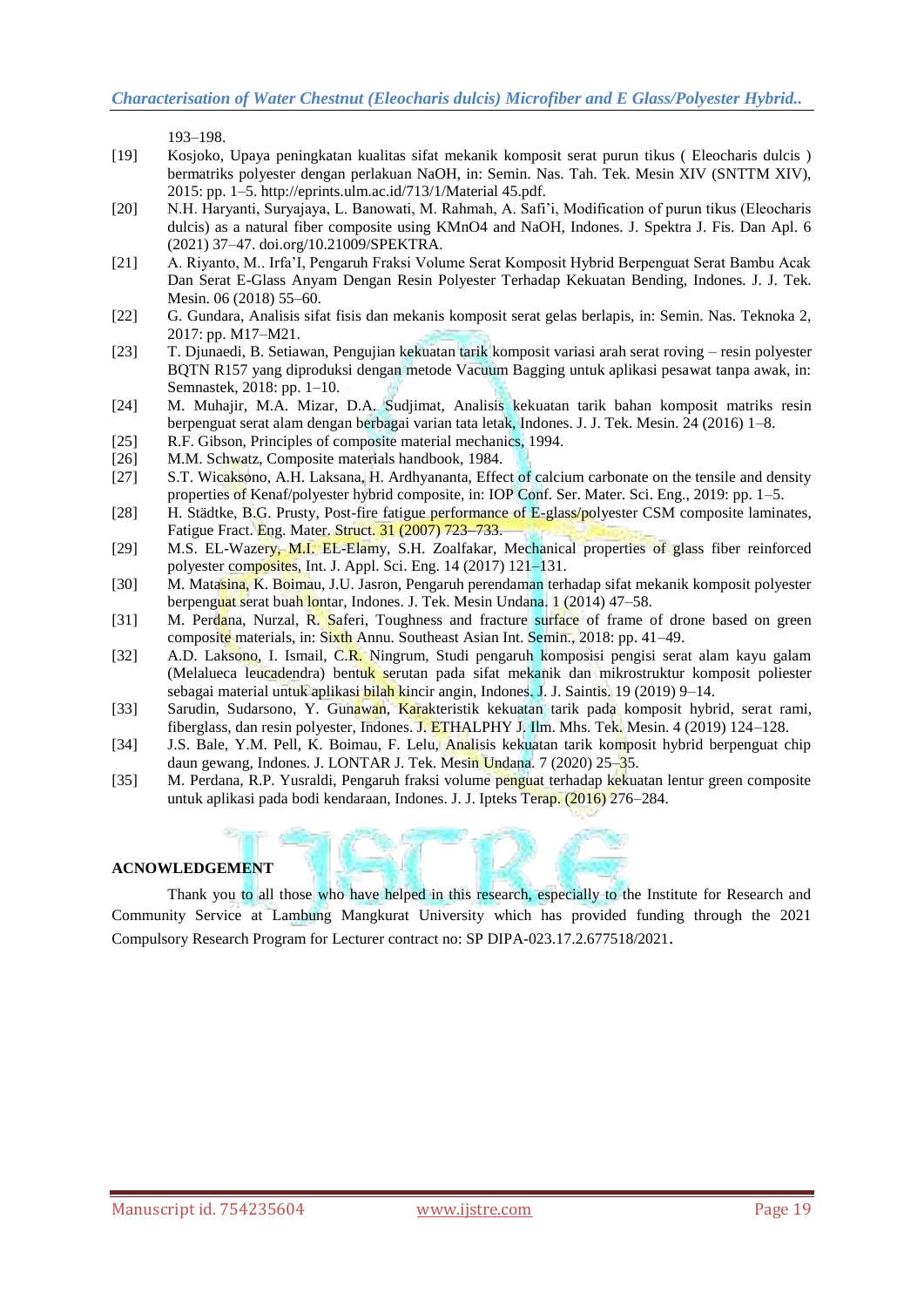193–198.

[19] Kosjoko, Upaya peningkatan kualitas sifat mekanik komposit serat purun tikus ( Eleocharis dulcis ) bermatriks polyester dengan perlakuan NaOH, in: Semin. Nas. Tah. Tek. Mesin XIV (SNTTM XIV), 2015: pp. 1–5. http://eprints.ulm.ac.id/713/1/Material 45.pdf.

[20] N.H. Haryanti, Suryajaya, L. Banowati, M. Rahmah, A. Safi'i, Modification of purun tikus (Eleocharis dulcis) as a natural fiber composite using KMnO4 and NaOH, Indones. J. Spektra J. Fis. Dan Apl. 6 (2021) 37–47. doi.org/10.21009/SPEKTRA.

[21] A. Riyanto, M.. Irfa'I, Pengaruh Fraksi Volume Serat Komposit Hybrid Berpenguat Serat Bambu Acak Dan Serat E-Glass Anyam Dengan Resin Polyester Terhadap Kekuatan Bending, Indones. J. J. Tek. Mesin. 06 (2018) 55–60.

[22] G. Gundara, Analisis sifat fisis dan mekanis komposit serat gelas berlapis, in: Semin. Nas. Teknoka 2, 2017: pp. M17–M21.

[23] T. Djunaedi, B. Setiawan, Pengujian kekuatan tarik komposit variasi arah serat roving – resin polyester BQTN R157 yang diproduksi dengan metode Vacuum Bagging untuk aplikasi pesawat tanpa awak, in: Semnastek, 2018: pp. 1–10.

[24] M. Muhajir, M.A. Mizar, D.A. Sudjimat, Analisis kekuatan tarik bahan komposit matriks resin berpenguat serat alam dengan berbagai varian tata letak, Indones. J. J. Tek. Mesin. 24 (2016) 1–8.

[25] R.F. Gibson, Principles of composite material mechanics, 1994.

[26] M.M. Schwatz, Composite materials handbook, 1984.

[27] S.T. Wicaksono, A.H. Laksana, H. Ardhyananta, Effect of calcium carbonate on the tensile and density properties of Kenaf/polyester hybrid composite, in: IOP Conf. Ser. Mater. Sci. Eng., 2019: pp. 1–5.

[28] H. Städtke, B.G. Prusty, Post-fire fatigue performance of E-glass/polyester CSM composite laminates, Fatigue Fract. Eng. Mater. Struct. 31 (2007) 723–733.

[29] M.S. EL-Wazery, M.I. EL-Elamy, S.H. Zoalfakar, Mechanical properties of glass fiber reinforced polyester composites, Int. J. Appl. Sci. Eng. 14 (2017) 121–131.

[30] M. Matasina, K. Boimau, J.U. Jasron, Pengaruh perendaman terhadap sifat mekanik komposit polyester berpenguat serat buah lontar, Indones. J. Tek. Mesin Undana. 1 (2014) 47–58.

[31] M. Perdana, Nurzal, R. Saferi, Toughness and fracture surface of frame of drone based on green composite materials, in: Sixth Annu. Southeast Asian Int. Semin., 2018: pp. 41–49.

[32] A.D. Laksono, I. Ismail, C.R. Ningrum, Studi pengaruh komposisi pengisi serat alam kayu galam (Melalueca leucadendra) bentuk serutan pada sifat mekanik dan mikrostruktur komposit poliester sebagai material untuk aplikasi bilah kincir angin, Indones. J. J. Saintis. 19 (2019) 9–14.

[33] Sarudin, Sudarsono, Y. Gunawan, Karakteristik kekuatan tarik pada komposit hybrid, serat rami, fiberglass, dan resin polyester, Indones. J. ETHALPHY J. Ilm. Mhs. Tek. Mesin. 4 (2019) 124–128.

[34] J.S. Bale, Y.M. Pell, K. Boimau, F. Lelu, Analisis kekuatan tarik komposit hybrid berpenguat chip daun gewang, Indones. J. LONTAR J. Tek. Mesin Undana. 7 (2020) 25–35.

[35] M. Perdana, R.P. Yusraldi, Pengaruh fraksi volume penguat terhadap kekuatan lentur green composite untuk aplikasi pada bodi kendaraan, Indones. J. J. Ipteks Terap. (2016) 276–284.

## ACNOWLEDGEMENT

Thank you to all those who have helped in this research, especially to the Institute for Research and Community Service at Lambung Mangkurat University which has provided funding through the 2021 Compulsory Research Program for Lecturer contract no: SP DIPA-023.17.2.677518/2021.